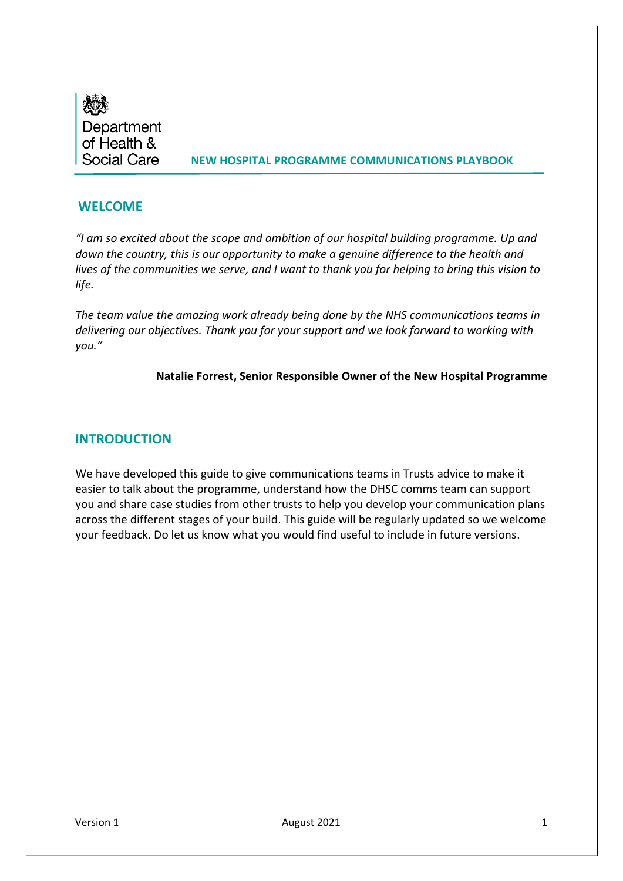Department of Health & Social Care

# NEW HOSPITAL PROGRAMME COMMUNICATIONS PLAYBOOK

## WELCOME

*"I am so excited about the scope and ambition of our hospital building programme. Up and down the country, this is our opportunity to make a genuine difference to the health and lives of the communities we serve, and I want to thank you for helping to bring this vision to life.*

*The team value the amazing work already being done by the NHS communications teams in delivering our objectives. Thank you for your support and we look forward to working with you."*

**Natalie Forrest, Senior Responsible Owner of the New Hospital Programme**

## INTRODUCTION

We have developed this guide to give communications teams in Trusts advice to make it easier to talk about the programme, understand how the DHSC comms team can support you and share case studies from other trusts to help you develop your communication plans across the different stages of your build. This guide will be regularly updated so we welcome your feedback. Do let us know what you would find useful to include in future versions.

Version 1 August 2021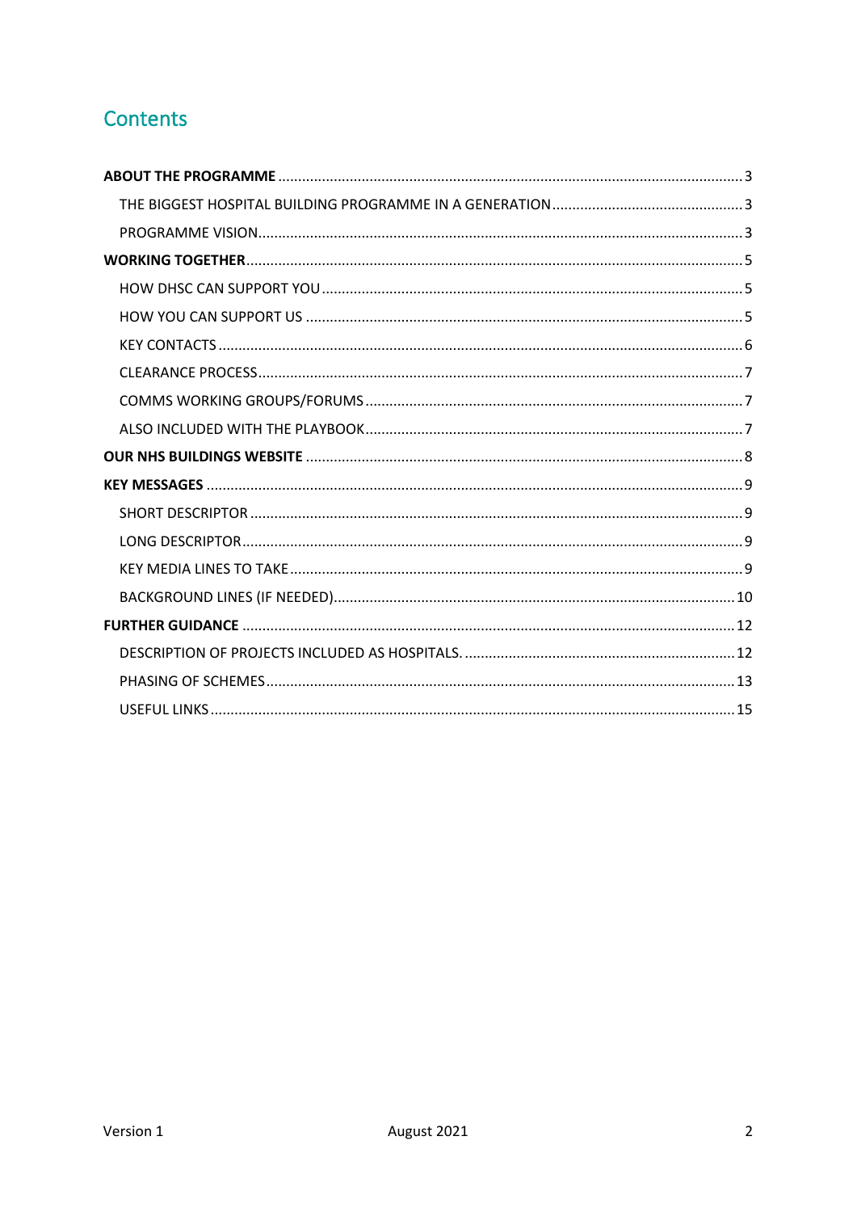# Contents

**ABOUT THE PROGRAMME** ..... 3

- THE BIGGEST HOSPITAL BUILDING PROGRAMME IN A GENERATION ..... 3
- PROGRAMME VISION ..... 3

**WORKING TOGETHER** ..... 5

- HOW DHSC CAN SUPPORT YOU ..... 5
- HOW YOU CAN SUPPORT US ..... 5
- KEY CONTACTS ..... 6
- CLEARANCE PROCESS ..... 7
- COMMS WORKING GROUPS/FORUMS ..... 7
- ALSO INCLUDED WITH THE PLAYBOOK ..... 7

**OUR NHS BUILDINGS WEBSITE** ..... 8

**KEY MESSAGES** ..... 9

- SHORT DESCRIPTOR ..... 9
- LONG DESCRIPTOR ..... 9
- KEY MEDIA LINES TO TAKE ..... 9
- BACKGROUND LINES (IF NEEDED) ..... 10

**FURTHER GUIDANCE** ..... 12

- DESCRIPTION OF PROJECTS INCLUDED AS HOSPITALS. ..... 12
- PHASING OF SCHEMES ..... 13
- USEFUL LINKS ..... 15

Version 1 August 2021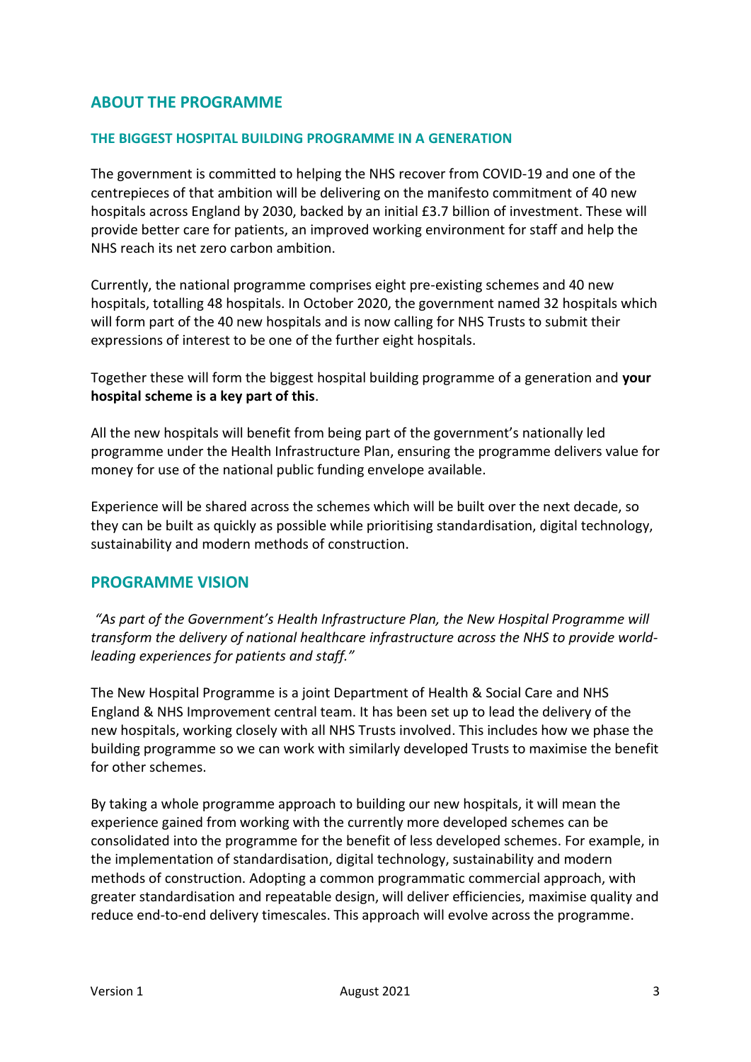## ABOUT THE PROGRAMME

### THE BIGGEST HOSPITAL BUILDING PROGRAMME IN A GENERATION

The government is committed to helping the NHS recover from COVID-19 and one of the centrepieces of that ambition will be delivering on the manifesto commitment of 40 new hospitals across England by 2030, backed by an initial £3.7 billion of investment. These will provide better care for patients, an improved working environment for staff and help the NHS reach its net zero carbon ambition.

Currently, the national programme comprises eight pre-existing schemes and 40 new hospitals, totalling 48 hospitals. In October 2020, the government named 32 hospitals which will form part of the 40 new hospitals and is now calling for NHS Trusts to submit their expressions of interest to be one of the further eight hospitals.

Together these will form the biggest hospital building programme of a generation and **your hospital scheme is a key part of this**.

All the new hospitals will benefit from being part of the government's nationally led programme under the Health Infrastructure Plan, ensuring the programme delivers value for money for use of the national public funding envelope available.

Experience will be shared across the schemes which will be built over the next decade, so they can be built as quickly as possible while prioritising standardisation, digital technology, sustainability and modern methods of construction.

## PROGRAMME VISION

*"As part of the Government's Health Infrastructure Plan, the New Hospital Programme will transform the delivery of national healthcare infrastructure across the NHS to provide world-leading experiences for patients and staff."*

The New Hospital Programme is a joint Department of Health & Social Care and NHS England & NHS Improvement central team. It has been set up to lead the delivery of the new hospitals, working closely with all NHS Trusts involved. This includes how we phase the building programme so we can work with similarly developed Trusts to maximise the benefit for other schemes.

By taking a whole programme approach to building our new hospitals, it will mean the experience gained from working with the currently more developed schemes can be consolidated into the programme for the benefit of less developed schemes. For example, in the implementation of standardisation, digital technology, sustainability and modern methods of construction. Adopting a common programmatic commercial approach, with greater standardisation and repeatable design, will deliver efficiencies, maximise quality and reduce end-to-end delivery timescales. This approach will evolve across the programme.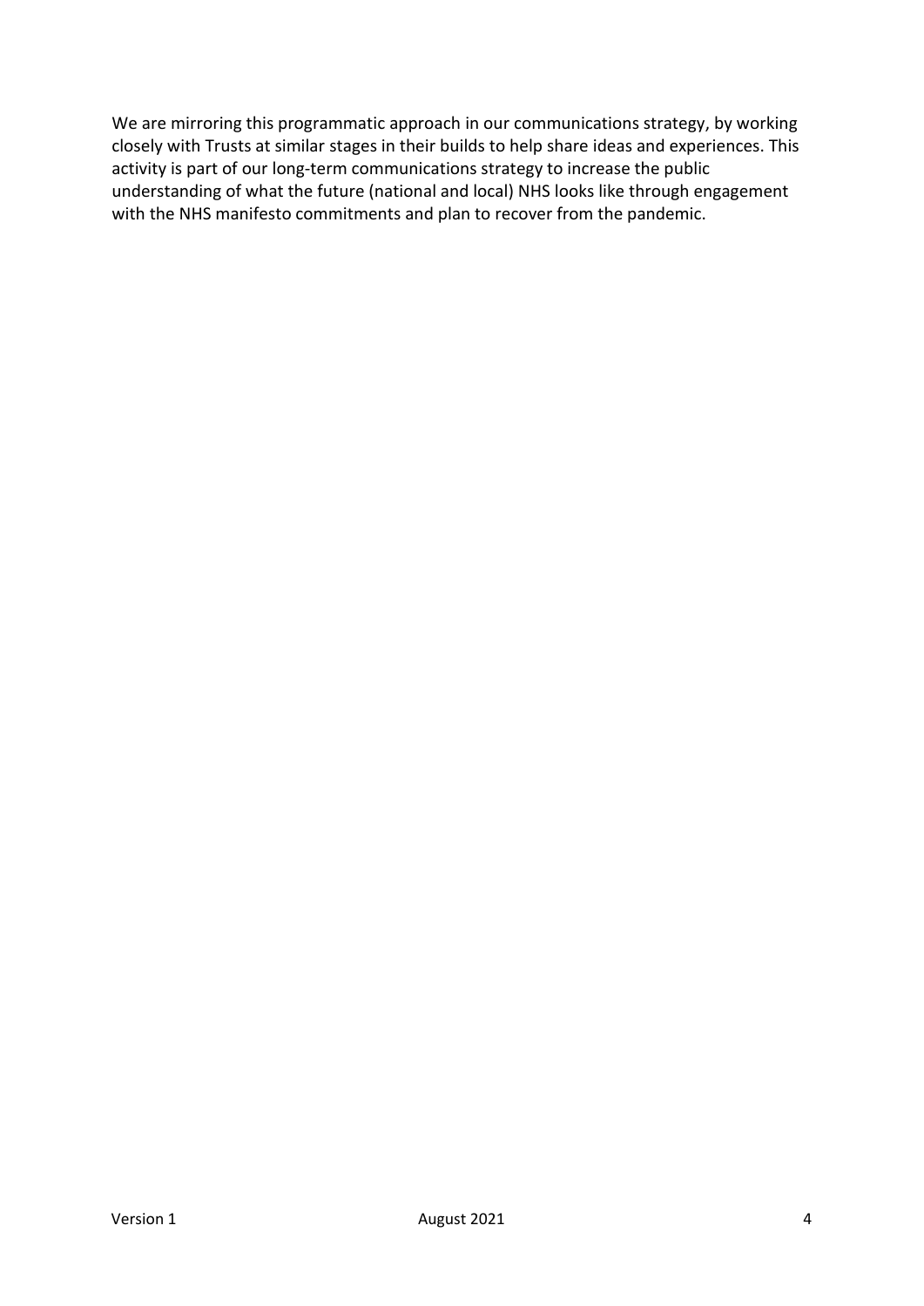We are mirroring this programmatic approach in our communications strategy, by working closely with Trusts at similar stages in their builds to help share ideas and experiences. This activity is part of our long-term communications strategy to increase the public understanding of what the future (national and local) NHS looks like through engagement with the NHS manifesto commitments and plan to recover from the pandemic.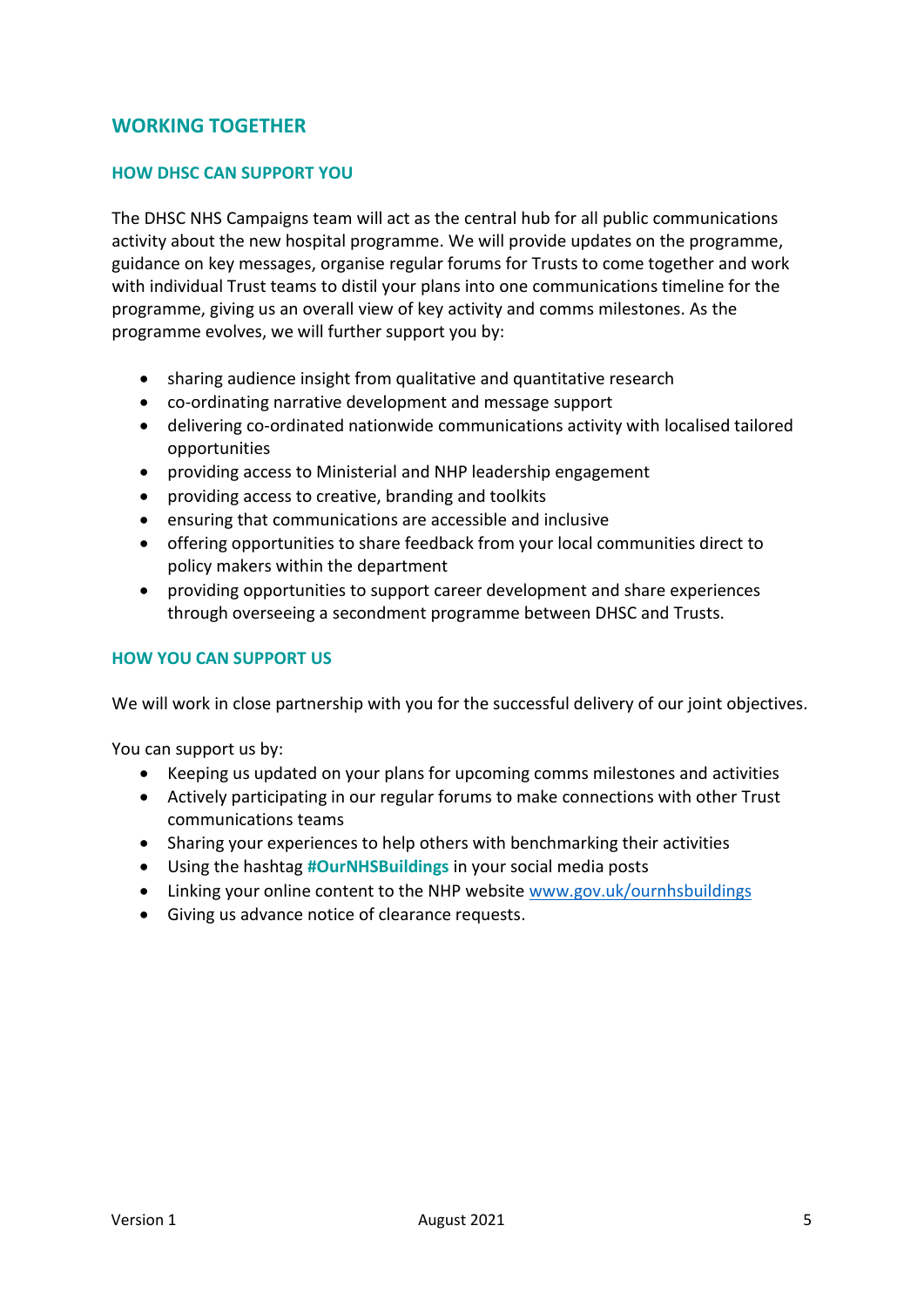## WORKING TOGETHER

### HOW DHSC CAN SUPPORT YOU

The DHSC NHS Campaigns team will act as the central hub for all public communications activity about the new hospital programme. We will provide updates on the programme, guidance on key messages, organise regular forums for Trusts to come together and work with individual Trust teams to distil your plans into one communications timeline for the programme, giving us an overall view of key activity and comms milestones. As the programme evolves, we will further support you by:

- sharing audience insight from qualitative and quantitative research
- co-ordinating narrative development and message support
- delivering co-ordinated nationwide communications activity with localised tailored opportunities
- providing access to Ministerial and NHP leadership engagement
- providing access to creative, branding and toolkits
- ensuring that communications are accessible and inclusive
- offering opportunities to share feedback from your local communities direct to policy makers within the department
- providing opportunities to support career development and share experiences through overseeing a secondment programme between DHSC and Trusts.

### HOW YOU CAN SUPPORT US

We will work in close partnership with you for the successful delivery of our joint objectives.

You can support us by:

- Keeping us updated on your plans for upcoming comms milestones and activities
- Actively participating in our regular forums to make connections with other Trust communications teams
- Sharing your experiences to help others with benchmarking their activities
- Using the hashtag **#OurNHSBuildings** in your social media posts
- Linking your online content to the NHP website [www.gov.uk/ournhsbuildings](www.gov.uk/ournhsbuildings)
- Giving us advance notice of clearance requests.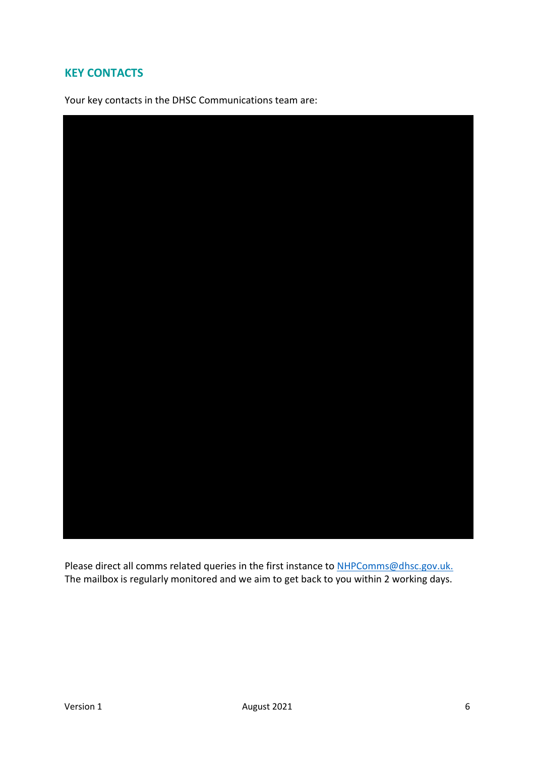## KEY CONTACTS

Your key contacts in the DHSC Communications team are:

Please direct all comms related queries in the first instance to [NHPComms@dhsc.gov.uk.](mailto:NHPComms@dhsc.gov.uk) The mailbox is regularly monitored and we aim to get back to you within 2 working days.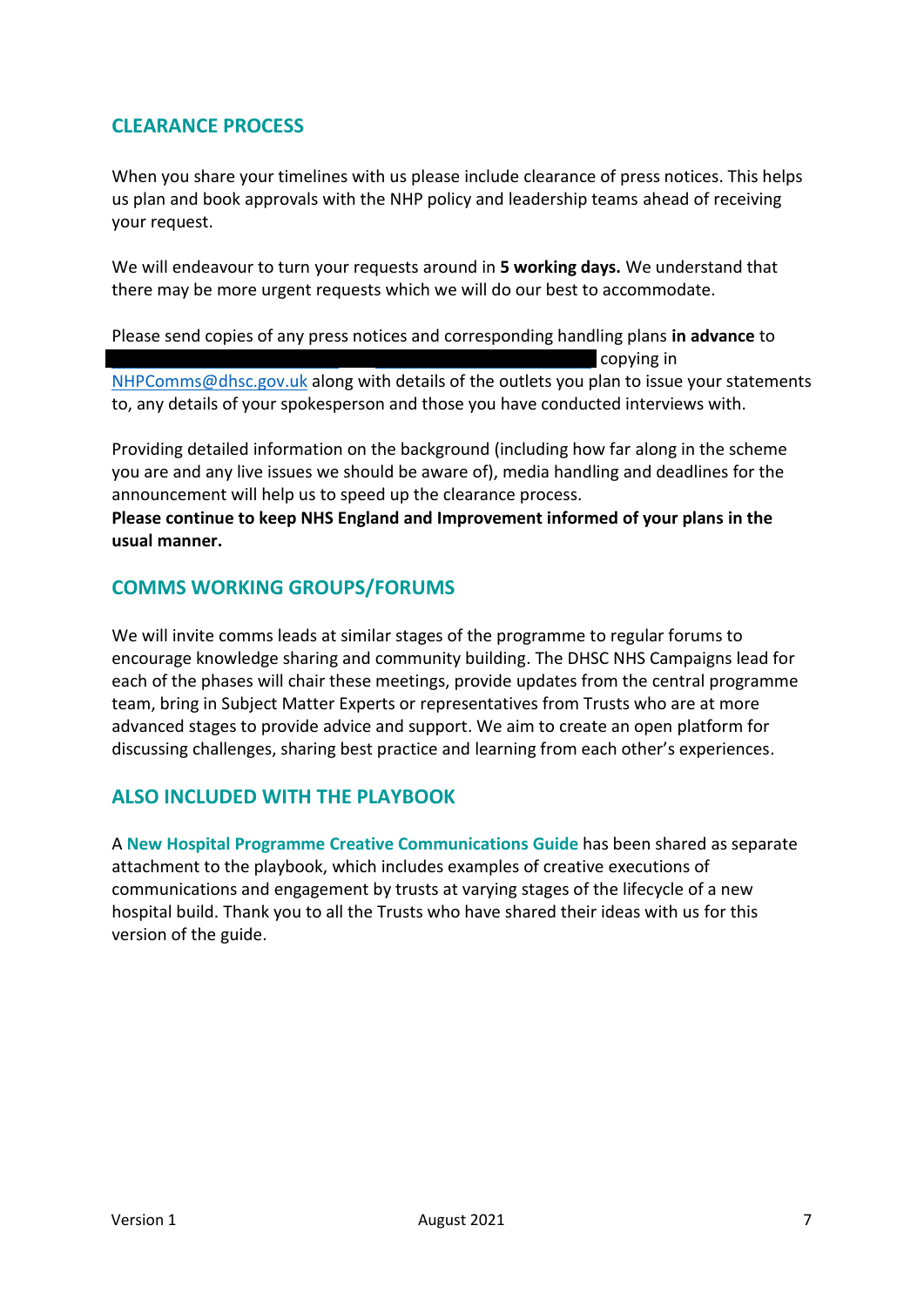## CLEARANCE PROCESS

When you share your timelines with us please include clearance of press notices. This helps us plan and book approvals with the NHP policy and leadership teams ahead of receiving your request.

We will endeavour to turn your requests around in **5 working days.** We understand that there may be more urgent requests which we will do our best to accommodate.

Please send copies of any press notices and corresponding handling plans **in advance** to copying in NHPComms@dhsc.gov.uk along with details of the outlets you plan to issue your statements to, any details of your spokesperson and those you have conducted interviews with.

Providing detailed information on the background (including how far along in the scheme you are and any live issues we should be aware of), media handling and deadlines for the announcement will help us to speed up the clearance process.
**Please continue to keep NHS England and Improvement informed of your plans in the usual manner.**

## COMMS WORKING GROUPS/FORUMS

We will invite comms leads at similar stages of the programme to regular forums to encourage knowledge sharing and community building. The DHSC NHS Campaigns lead for each of the phases will chair these meetings, provide updates from the central programme team, bring in Subject Matter Experts or representatives from Trusts who are at more advanced stages to provide advice and support. We aim to create an open platform for discussing challenges, sharing best practice and learning from each other's experiences.

## ALSO INCLUDED WITH THE PLAYBOOK

A **New Hospital Programme Creative Communications Guide** has been shared as separate attachment to the playbook, which includes examples of creative executions of communications and engagement by trusts at varying stages of the lifecycle of a new hospital build. Thank you to all the Trusts who have shared their ideas with us for this version of the guide.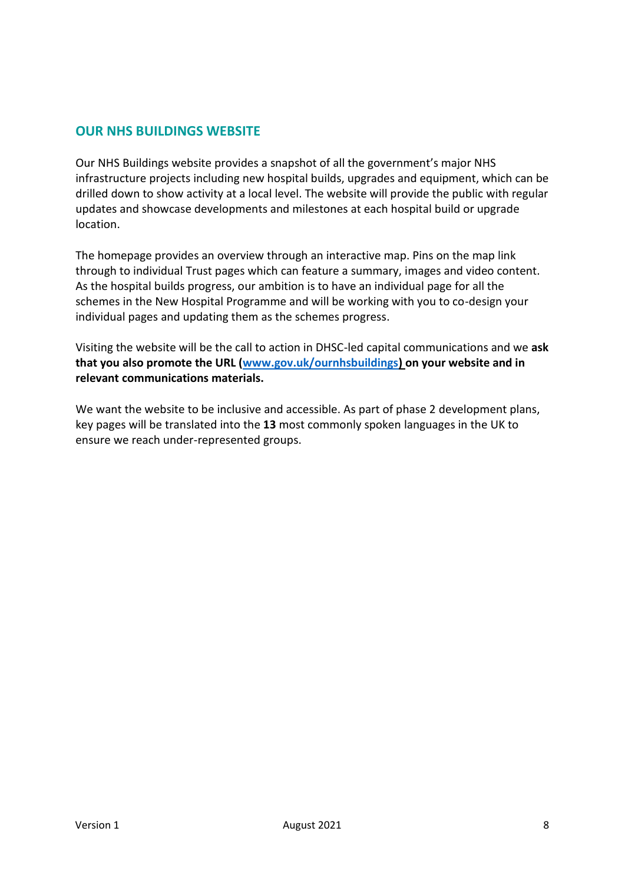## OUR NHS BUILDINGS WEBSITE

Our NHS Buildings website provides a snapshot of all the government's major NHS infrastructure projects including new hospital builds, upgrades and equipment, which can be drilled down to show activity at a local level. The website will provide the public with regular updates and showcase developments and milestones at each hospital build or upgrade location.

The homepage provides an overview through an interactive map. Pins on the map link through to individual Trust pages which can feature a summary, images and video content. As the hospital builds progress, our ambition is to have an individual page for all the schemes in the New Hospital Programme and will be working with you to co-design your individual pages and updating them as the schemes progress.

Visiting the website will be the call to action in DHSC-led capital communications and we **ask that you also promote the URL ([www.gov.uk/ournhsbuildings](http://www.gov.uk/ournhsbuildings)) on your website and in relevant communications materials.**

We want the website to be inclusive and accessible. As part of phase 2 development plans, key pages will be translated into the **13** most commonly spoken languages in the UK to ensure we reach under-represented groups.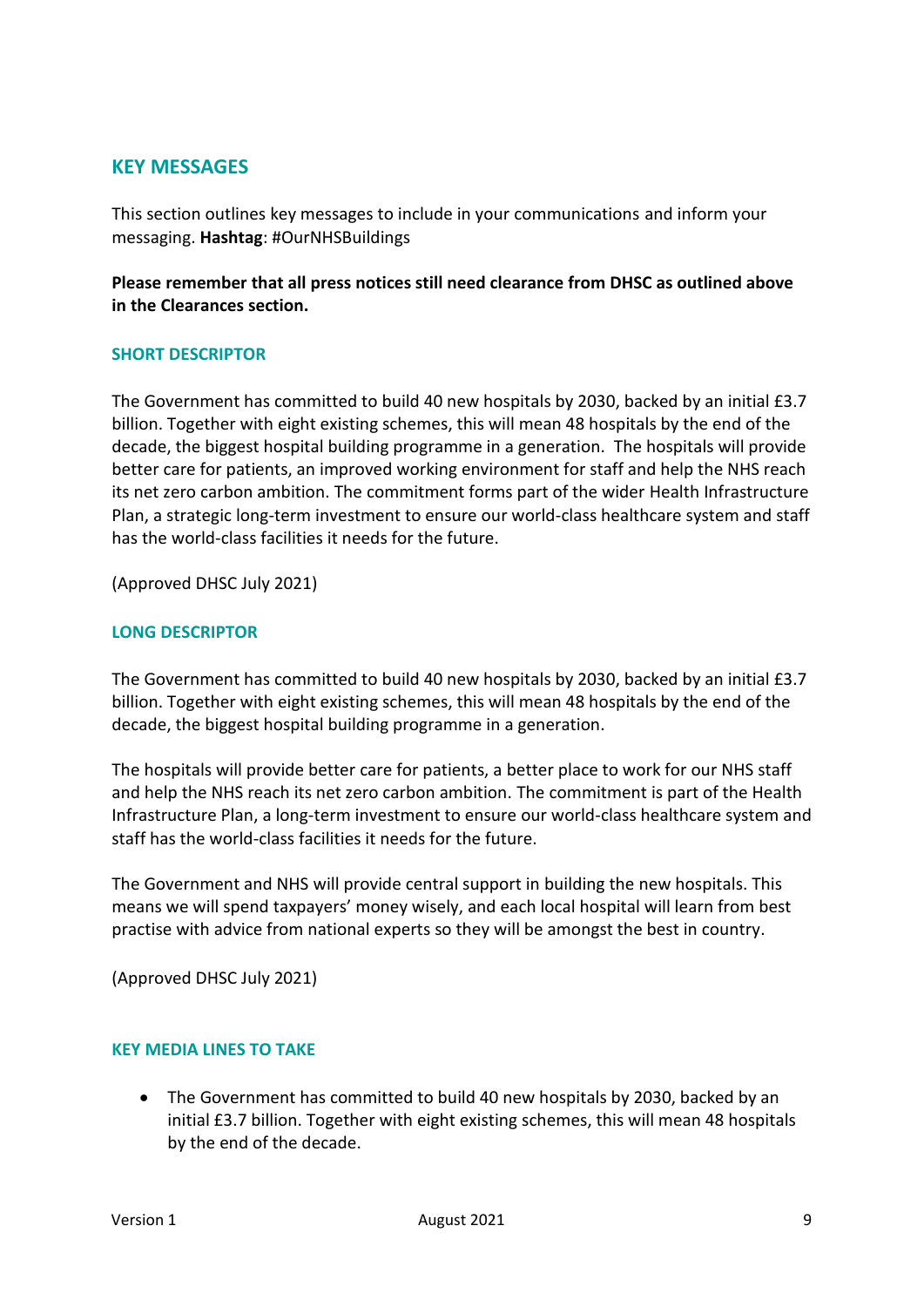## KEY MESSAGES

This section outlines key messages to include in your communications and inform your messaging. **Hashtag**: #OurNHSBuildings

**Please remember that all press notices still need clearance from DHSC as outlined above in the Clearances section.**

### SHORT DESCRIPTOR

The Government has committed to build 40 new hospitals by 2030, backed by an initial £3.7 billion. Together with eight existing schemes, this will mean 48 hospitals by the end of the decade, the biggest hospital building programme in a generation. The hospitals will provide better care for patients, an improved working environment for staff and help the NHS reach its net zero carbon ambition. The commitment forms part of the wider Health Infrastructure Plan, a strategic long-term investment to ensure our world-class healthcare system and staff has the world-class facilities it needs for the future.

(Approved DHSC July 2021)

### LONG DESCRIPTOR

The Government has committed to build 40 new hospitals by 2030, backed by an initial £3.7 billion. Together with eight existing schemes, this will mean 48 hospitals by the end of the decade, the biggest hospital building programme in a generation.

The hospitals will provide better care for patients, a better place to work for our NHS staff and help the NHS reach its net zero carbon ambition. The commitment is part of the Health Infrastructure Plan, a long-term investment to ensure our world-class healthcare system and staff has the world-class facilities it needs for the future.

The Government and NHS will provide central support in building the new hospitals. This means we will spend taxpayers' money wisely, and each local hospital will learn from best practise with advice from national experts so they will be amongst the best in country.

(Approved DHSC July 2021)

### KEY MEDIA LINES TO TAKE

- The Government has committed to build 40 new hospitals by 2030, backed by an initial £3.7 billion. Together with eight existing schemes, this will mean 48 hospitals by the end of the decade.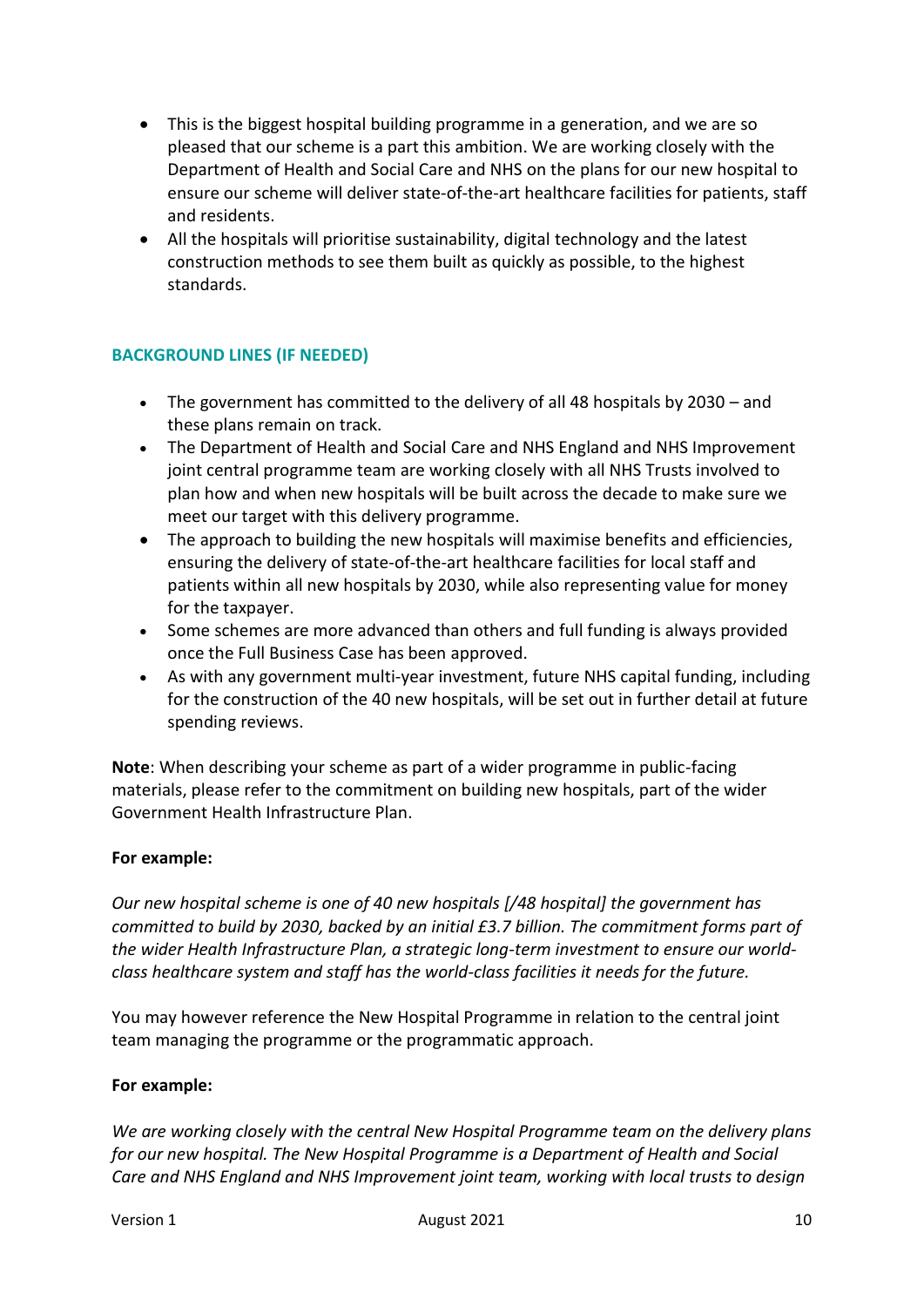- This is the biggest hospital building programme in a generation, and we are so pleased that our scheme is a part this ambition. We are working closely with the Department of Health and Social Care and NHS on the plans for our new hospital to ensure our scheme will deliver state-of-the-art healthcare facilities for patients, staff and residents.
- All the hospitals will prioritise sustainability, digital technology and the latest construction methods to see them built as quickly as possible, to the highest standards.

### BACKGROUND LINES (IF NEEDED)

- The government has committed to the delivery of all 48 hospitals by 2030 – and these plans remain on track.
- The Department of Health and Social Care and NHS England and NHS Improvement joint central programme team are working closely with all NHS Trusts involved to plan how and when new hospitals will be built across the decade to make sure we meet our target with this delivery programme.
- The approach to building the new hospitals will maximise benefits and efficiencies, ensuring the delivery of state-of-the-art healthcare facilities for local staff and patients within all new hospitals by 2030, while also representing value for money for the taxpayer.
- Some schemes are more advanced than others and full funding is always provided once the Full Business Case has been approved.
- As with any government multi-year investment, future NHS capital funding, including for the construction of the 40 new hospitals, will be set out in further detail at future spending reviews.

**Note**: When describing your scheme as part of a wider programme in public-facing materials, please refer to the commitment on building new hospitals, part of the wider Government Health Infrastructure Plan.

**For example:**

*Our new hospital scheme is one of 40 new hospitals [/48 hospital] the government has committed to build by 2030, backed by an initial £3.7 billion. The commitment forms part of the wider Health Infrastructure Plan, a strategic long-term investment to ensure our world-class healthcare system and staff has the world-class facilities it needs for the future.*

You may however reference the New Hospital Programme in relation to the central joint team managing the programme or the programmatic approach.

**For example:**

*We are working closely with the central New Hospital Programme team on the delivery plans for our new hospital. The New Hospital Programme is a Department of Health and Social Care and NHS England and NHS Improvement joint team, working with local trusts to design*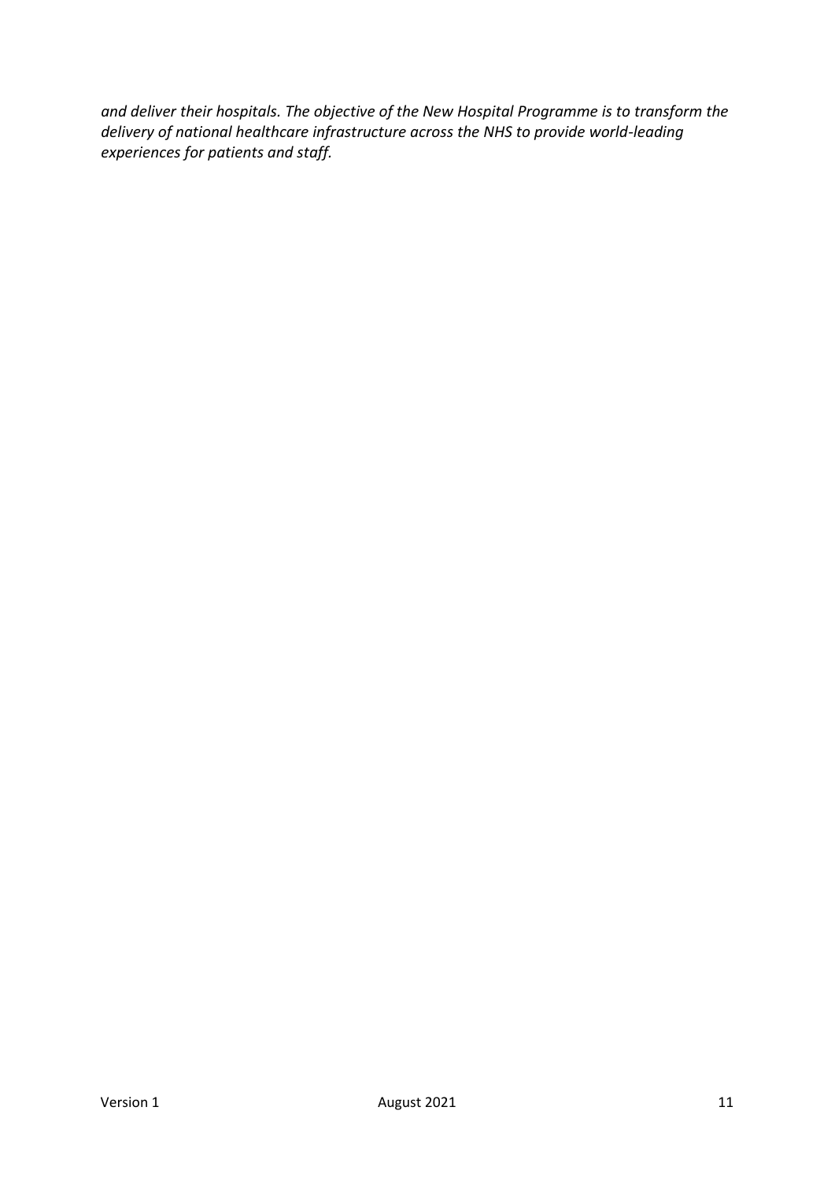*and deliver their hospitals. The objective of the New Hospital Programme is to transform the delivery of national healthcare infrastructure across the NHS to provide world-leading experiences for patients and staff.*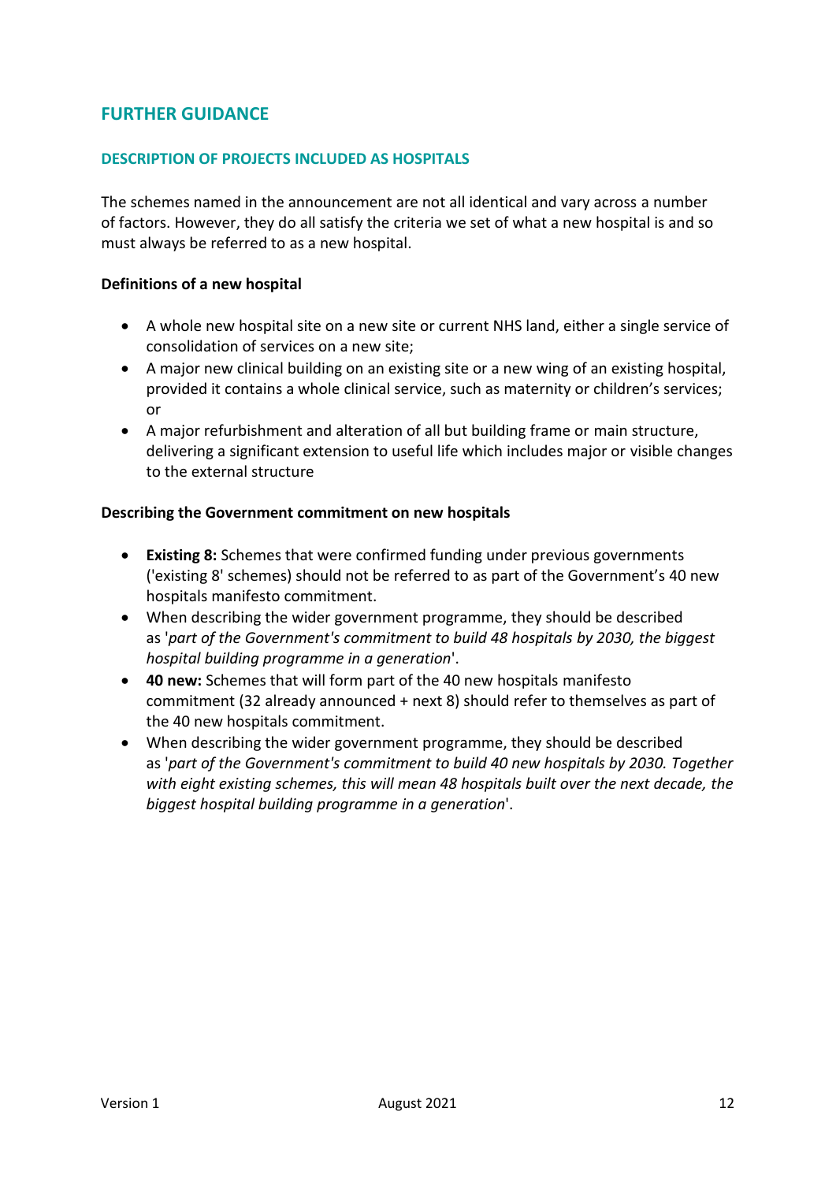## FURTHER GUIDANCE

### DESCRIPTION OF PROJECTS INCLUDED AS HOSPITALS

The schemes named in the announcement are not all identical and vary across a number of factors. However, they do all satisfy the criteria we set of what a new hospital is and so must always be referred to as a new hospital.

**Definitions of a new hospital**

- A whole new hospital site on a new site or current NHS land, either a single service of consolidation of services on a new site;
- A major new clinical building on an existing site or a new wing of an existing hospital, provided it contains a whole clinical service, such as maternity or children's services; or
- A major refurbishment and alteration of all but building frame or main structure, delivering a significant extension to useful life which includes major or visible changes to the external structure

**Describing the Government commitment on new hospitals**

- **Existing 8:** Schemes that were confirmed funding under previous governments ('existing 8' schemes) should not be referred to as part of the Government's 40 new hospitals manifesto commitment.
- When describing the wider government programme, they should be described as '*part of the Government's commitment to build 48 hospitals by 2030, the biggest hospital building programme in a generation*'.
- **40 new:** Schemes that will form part of the 40 new hospitals manifesto commitment (32 already announced + next 8) should refer to themselves as part of the 40 new hospitals commitment.
- When describing the wider government programme, they should be described as '*part of the Government's commitment to build 40 new hospitals by 2030. Together with eight existing schemes, this will mean 48 hospitals built over the next decade, the biggest hospital building programme in a generation*'.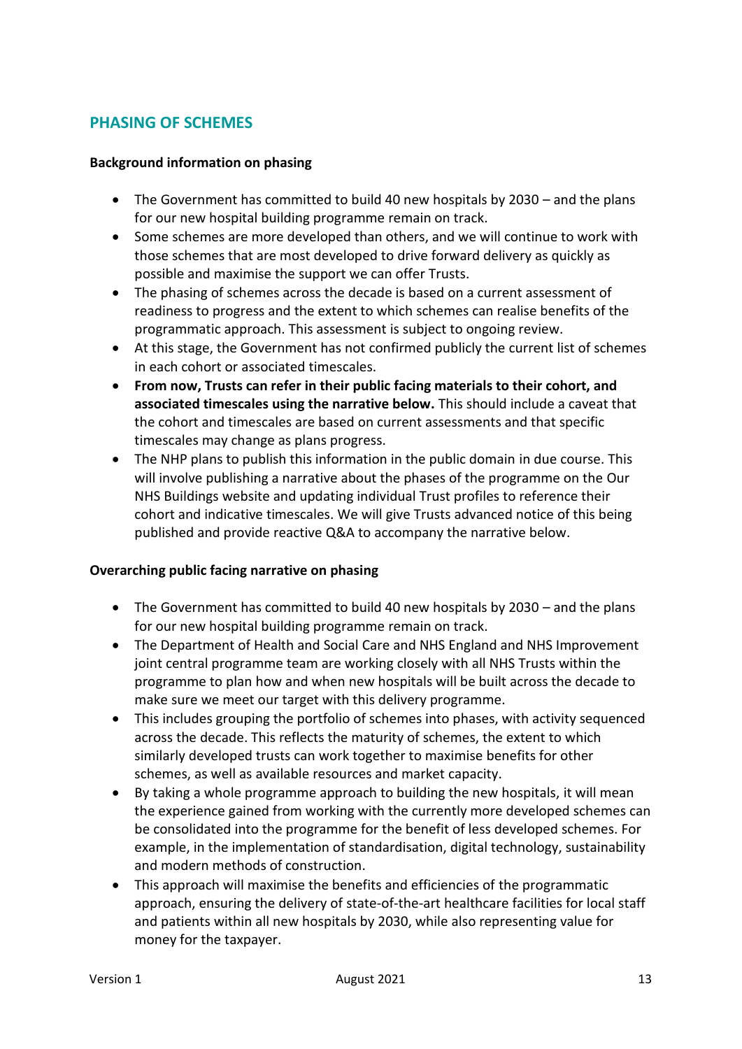## PHASING OF SCHEMES

**Background information on phasing**

- The Government has committed to build 40 new hospitals by 2030 – and the plans for our new hospital building programme remain on track.
- Some schemes are more developed than others, and we will continue to work with those schemes that are most developed to drive forward delivery as quickly as possible and maximise the support we can offer Trusts.
- The phasing of schemes across the decade is based on a current assessment of readiness to progress and the extent to which schemes can realise benefits of the programmatic approach. This assessment is subject to ongoing review.
- At this stage, the Government has not confirmed publicly the current list of schemes in each cohort or associated timescales.
- **From now, Trusts can refer in their public facing materials to their cohort, and associated timescales using the narrative below.** This should include a caveat that the cohort and timescales are based on current assessments and that specific timescales may change as plans progress.
- The NHP plans to publish this information in the public domain in due course. This will involve publishing a narrative about the phases of the programme on the Our NHS Buildings website and updating individual Trust profiles to reference their cohort and indicative timescales. We will give Trusts advanced notice of this being published and provide reactive Q&A to accompany the narrative below.

**Overarching public facing narrative on phasing**

- The Government has committed to build 40 new hospitals by 2030 – and the plans for our new hospital building programme remain on track.
- The Department of Health and Social Care and NHS England and NHS Improvement joint central programme team are working closely with all NHS Trusts within the programme to plan how and when new hospitals will be built across the decade to make sure we meet our target with this delivery programme.
- This includes grouping the portfolio of schemes into phases, with activity sequenced across the decade. This reflects the maturity of schemes, the extent to which similarly developed trusts can work together to maximise benefits for other schemes, as well as available resources and market capacity.
- By taking a whole programme approach to building the new hospitals, it will mean the experience gained from working with the currently more developed schemes can be consolidated into the programme for the benefit of less developed schemes. For example, in the implementation of standardisation, digital technology, sustainability and modern methods of construction.
- This approach will maximise the benefits and efficiencies of the programmatic approach, ensuring the delivery of state-of-the-art healthcare facilities for local staff and patients within all new hospitals by 2030, while also representing value for money for the taxpayer.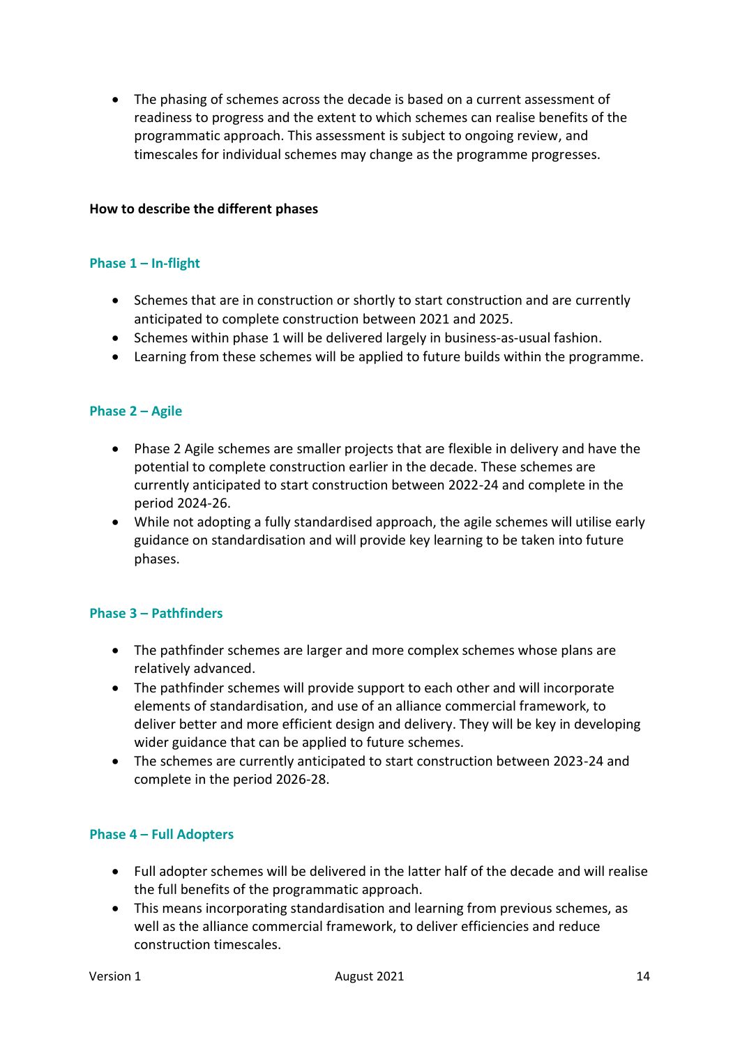- The phasing of schemes across the decade is based on a current assessment of readiness to progress and the extent to which schemes can realise benefits of the programmatic approach. This assessment is subject to ongoing review, and timescales for individual schemes may change as the programme progresses.

**How to describe the different phases**

### Phase 1 – In-flight

- Schemes that are in construction or shortly to start construction and are currently anticipated to complete construction between 2021 and 2025.
- Schemes within phase 1 will be delivered largely in business-as-usual fashion.
- Learning from these schemes will be applied to future builds within the programme.

### Phase 2 – Agile

- Phase 2 Agile schemes are smaller projects that are flexible in delivery and have the potential to complete construction earlier in the decade. These schemes are currently anticipated to start construction between 2022-24 and complete in the period 2024-26.
- While not adopting a fully standardised approach, the agile schemes will utilise early guidance on standardisation and will provide key learning to be taken into future phases.

### Phase 3 – Pathfinders

- The pathfinder schemes are larger and more complex schemes whose plans are relatively advanced.
- The pathfinder schemes will provide support to each other and will incorporate elements of standardisation, and use of an alliance commercial framework, to deliver better and more efficient design and delivery. They will be key in developing wider guidance that can be applied to future schemes.
- The schemes are currently anticipated to start construction between 2023-24 and complete in the period 2026-28.

### Phase 4 – Full Adopters

- Full adopter schemes will be delivered in the latter half of the decade and will realise the full benefits of the programmatic approach.
- This means incorporating standardisation and learning from previous schemes, as well as the alliance commercial framework, to deliver efficiencies and reduce construction timescales.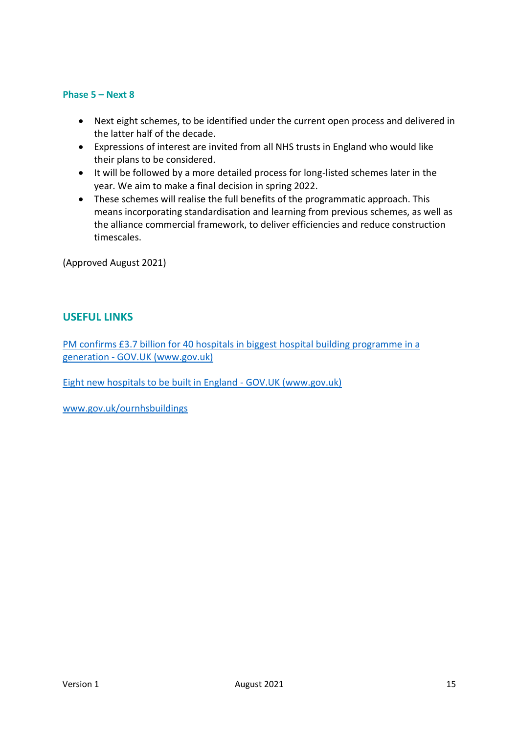### Phase 5 – Next 8

- Next eight schemes, to be identified under the current open process and delivered in the latter half of the decade.
- Expressions of interest are invited from all NHS trusts in England who would like their plans to be considered.
- It will be followed by a more detailed process for long-listed schemes later in the year. We aim to make a final decision in spring 2022.
- These schemes will realise the full benefits of the programmatic approach. This means incorporating standardisation and learning from previous schemes, as well as the alliance commercial framework, to deliver efficiencies and reduce construction timescales.

(Approved August 2021)

## USEFUL LINKS

PM confirms £3.7 billion for 40 hospitals in biggest hospital building programme in a generation - GOV.UK (www.gov.uk)

Eight new hospitals to be built in England - GOV.UK (www.gov.uk)

www.gov.uk/ournhsbuildings